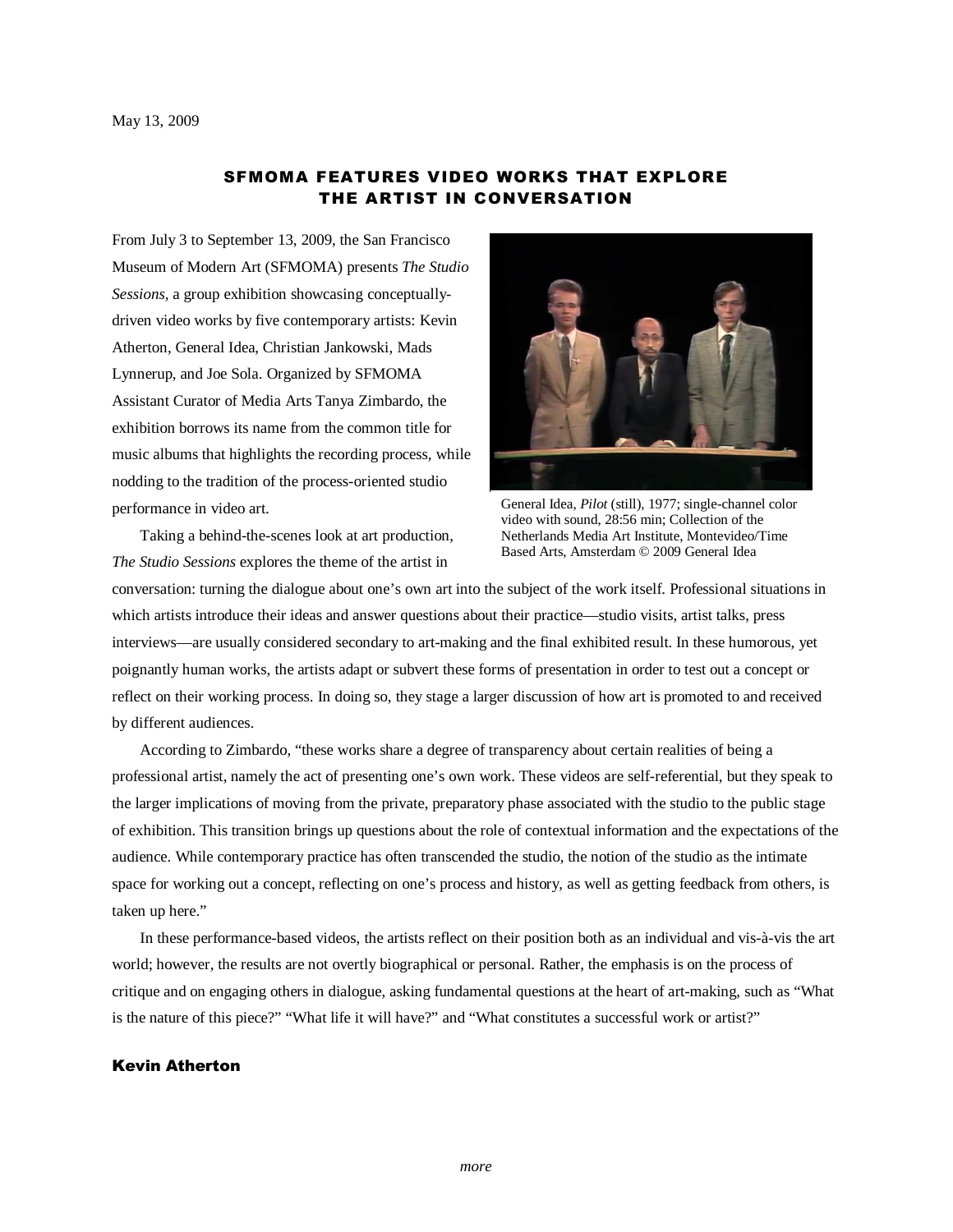May 13, 2009

# SFMOMA FEATURES VIDEO WORKS THAT EXPLORE THE ARTIST IN CONVERSATION

From July 3 to September 13, 2009, the San Francisco Museum of Modern Art (SFMOMA) presents *The Studio Sessions*, a group exhibition showcasing conceptually-driven video works by five contemporary artists: Kevin Atherton, General Idea, Christian Jankowski, Mads Lynnerup, and Joe Sola. Organized by SFMOMA Assistant Curator of Media Arts Tanya Zimbardo, the exhibition borrows its name from the common title for music albums that highlights the recording process, while nodding to the tradition of the process-oriented studio performance in video art.

General Idea, *Pilot* (still), 1977; single-channel color video with sound, 28:56 min; Collection of the Netherlands Media Art Institute, Montevideo/Time Based Arts, Amsterdam © 2009 General Idea

Taking a behind-the-scenes look at art production, *The Studio Sessions* explores the theme of the artist in conversation: turning the dialogue about one's own art into the subject of the work itself. Professional situations in which artists introduce their ideas and answer questions about their practice—studio visits, artist talks, press interviews—are usually considered secondary to art-making and the final exhibited result. In these humorous, yet poignantly human works, the artists adapt or subvert these forms of presentation in order to test out a concept or reflect on their working process. In doing so, they stage a larger discussion of how art is promoted to and received by different audiences.

According to Zimbardo, "these works share a degree of transparency about certain realities of being a professional artist, namely the act of presenting one's own work. These videos are self-referential, but they speak to the larger implications of moving from the private, preparatory phase associated with the studio to the public stage of exhibition. This transition brings up questions about the role of contextual information and the expectations of the audience. While contemporary practice has often transcended the studio, the notion of the studio as the intimate space for working out a concept, reflecting on one's process and history, as well as getting feedback from others, is taken up here."

In these performance-based videos, the artists reflect on their position both as an individual and vis-à-vis the art world; however, the results are not overtly biographical or personal. Rather, the emphasis is on the process of critique and on engaging others in dialogue, asking fundamental questions at the heart of art-making, such as "What is the nature of this piece?" "What life it will have?" and "What constitutes a successful work or artist?"

## Kevin Atherton

*more*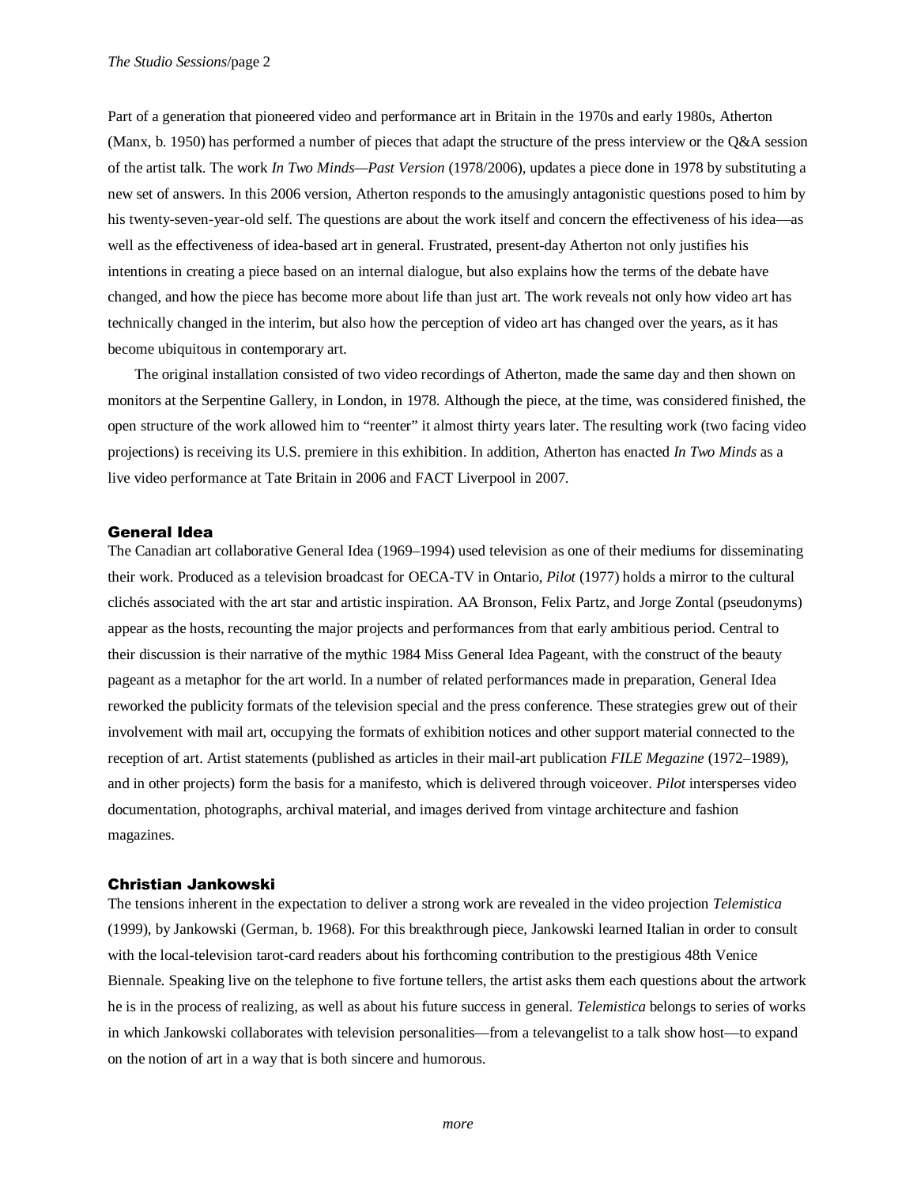Part of a generation that pioneered video and performance art in Britain in the 1970s and early 1980s, Atherton (Manx, b. 1950) has performed a number of pieces that adapt the structure of the press interview or the Q&A session of the artist talk. The work *In Two Minds—Past Version* (1978/2006), updates a piece done in 1978 by substituting a new set of answers. In this 2006 version, Atherton responds to the amusingly antagonistic questions posed to him by his twenty-seven-year-old self. The questions are about the work itself and concern the effectiveness of his idea—as well as the effectiveness of idea-based art in general. Frustrated, present-day Atherton not only justifies his intentions in creating a piece based on an internal dialogue, but also explains how the terms of the debate have changed, and how the piece has become more about life than just art. The work reveals not only how video art has technically changed in the interim, but also how the perception of video art has changed over the years, as it has become ubiquitous in contemporary art.

The original installation consisted of two video recordings of Atherton, made the same day and then shown on monitors at the Serpentine Gallery, in London, in 1978. Although the piece, at the time, was considered finished, the open structure of the work allowed him to "reenter" it almost thirty years later. The resulting work (two facing video projections) is receiving its U.S. premiere in this exhibition. In addition, Atherton has enacted *In Two Minds* as a live video performance at Tate Britain in 2006 and FACT Liverpool in 2007.

## General Idea

The Canadian art collaborative General Idea (1969–1994) used television as one of their mediums for disseminating their work. Produced as a television broadcast for OECA-TV in Ontario, *Pilot* (1977) holds a mirror to the cultural clichés associated with the art star and artistic inspiration. AA Bronson, Felix Partz, and Jorge Zontal (pseudonyms) appear as the hosts, recounting the major projects and performances from that early ambitious period. Central to their discussion is their narrative of the mythic 1984 Miss General Idea Pageant, with the construct of the beauty pageant as a metaphor for the art world. In a number of related performances made in preparation, General Idea reworked the publicity formats of the television special and the press conference. These strategies grew out of their involvement with mail art, occupying the formats of exhibition notices and other support material connected to the reception of art. Artist statements (published as articles in their mail-art publication *FILE Magazine* (1972–1989), and in other projects) form the basis for a manifesto, which is delivered through voiceover. *Pilot* intersperses video documentation, photographs, archival material, and images derived from vintage architecture and fashion magazines.

## Christian Jankowski

The tensions inherent in the expectation to deliver a strong work are revealed in the video projection *Telemistica* (1999), by Jankowski (German, b. 1968). For this breakthrough piece, Jankowski learned Italian in order to consult with the local-television tarot-card readers about his forthcoming contribution to the prestigious 48th Venice Biennale. Speaking live on the telephone to five fortune tellers, the artist asks them each questions about the artwork he is in the process of realizing, as well as about his future success in general. *Telemistica* belongs to series of works in which Jankowski collaborates with television personalities—from a televangelist to a talk show host—to expand on the notion of art in a way that is both sincere and humorous.

*more*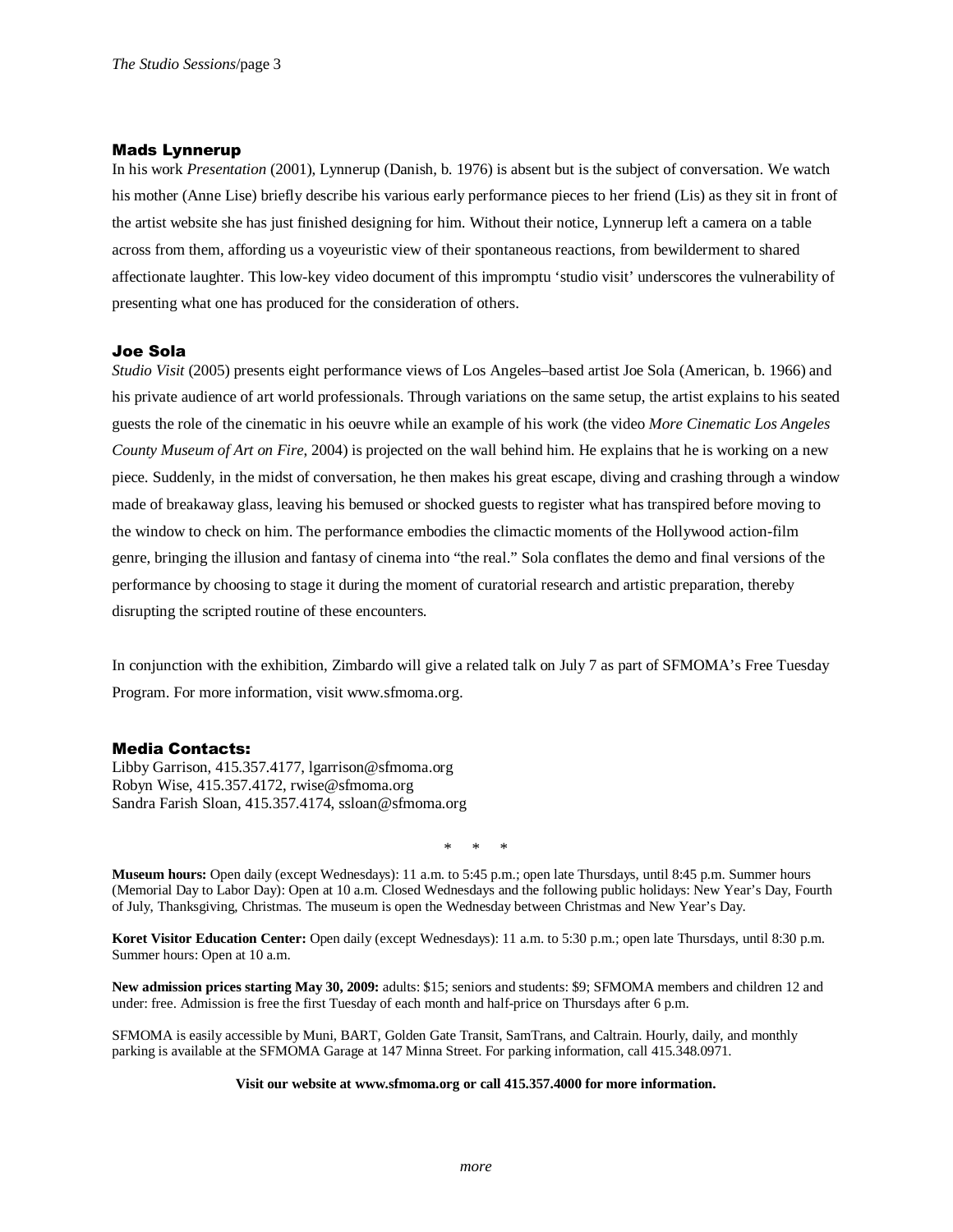### Mads Lynnerup

In his work *Presentation* (2001), Lynnerup (Danish, b. 1976) is absent but is the subject of conversation. We watch his mother (Anne Lise) briefly describe his various early performance pieces to her friend (Lis) as they sit in front of the artist website she has just finished designing for him. Without their notice, Lynnerup left a camera on a table across from them, affording us a voyeuristic view of their spontaneous reactions, from bewilderment to shared affectionate laughter. This low-key video document of this impromptu 'studio visit' underscores the vulnerability of presenting what one has produced for the consideration of others.

### Joe Sola

*Studio Visit* (2005) presents eight performance views of Los Angeles–based artist Joe Sola (American, b. 1966) and his private audience of art world professionals. Through variations on the same setup, the artist explains to his seated guests the role of the cinematic in his oeuvre while an example of his work (the video *More Cinematic Los Angeles County Museum of Art on Fire*, 2004) is projected on the wall behind him. He explains that he is working on a new piece. Suddenly, in the midst of conversation, he then makes his great escape, diving and crashing through a window made of breakaway glass, leaving his bemused or shocked guests to register what has transpired before moving to the window to check on him. The performance embodies the climactic moments of the Hollywood action-film genre, bringing the illusion and fantasy of cinema into "the real." Sola conflates the demo and final versions of the performance by choosing to stage it during the moment of curatorial research and artistic preparation, thereby disrupting the scripted routine of these encounters.

In conjunction with the exhibition, Zimbardo will give a related talk on July 7 as part of SFMOMA's Free Tuesday Program. For more information, visit www.sfmoma.org.

### Media Contacts:

Libby Garrison, 415.357.4177, lgarrison@sfmoma.org
Robyn Wise, 415.357.4172, rwise@sfmoma.org
Sandra Farish Sloan, 415.357.4174, ssloan@sfmoma.org

\* \* \*

**Museum hours:** Open daily (except Wednesdays): 11 a.m. to 5:45 p.m.; open late Thursdays, until 8:45 p.m. Summer hours (Memorial Day to Labor Day): Open at 10 a.m. Closed Wednesdays and the following public holidays: New Year's Day, Fourth of July, Thanksgiving, Christmas. The museum is open the Wednesday between Christmas and New Year's Day.

**Koret Visitor Education Center:** Open daily (except Wednesdays): 11 a.m. to 5:30 p.m.; open late Thursdays, until 8:30 p.m. Summer hours: Open at 10 a.m.

**New admission prices starting May 30, 2009:** adults: $15; seniors and students: $9; SFMOMA members and children 12 and under: free. Admission is free the first Tuesday of each month and half-price on Thursdays after 6 p.m.

SFMOMA is easily accessible by Muni, BART, Golden Gate Transit, SamTrans, and Caltrain. Hourly, daily, and monthly parking is available at the SFMOMA Garage at 147 Minna Street. For parking information, call 415.348.0971.

**Visit our website at www.sfmoma.org or call 415.357.4000 for more information.**

*more*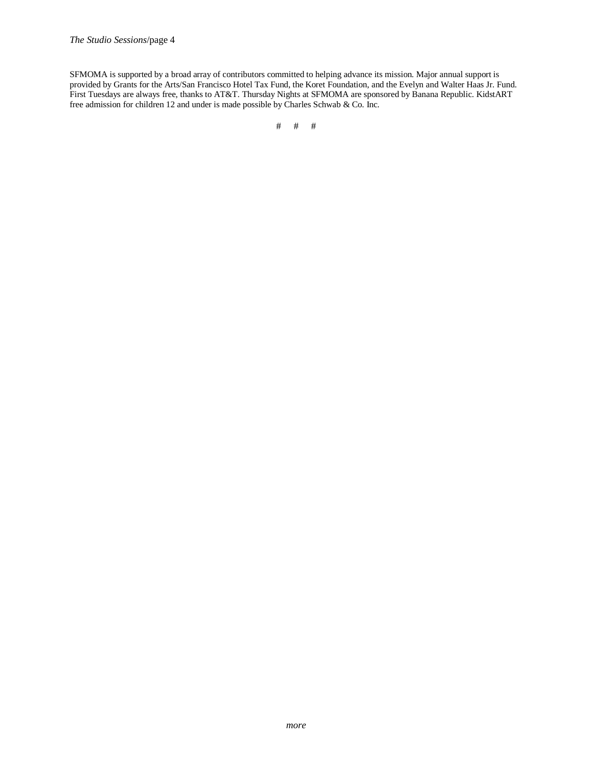SFMOMA is supported by a broad array of contributors committed to helping advance its mission. Major annual support is provided by Grants for the Arts/San Francisco Hotel Tax Fund, the Koret Foundation, and the Evelyn and Walter Haas Jr. Fund. First Tuesdays are always free, thanks to AT&T. Thursday Nights at SFMOMA are sponsored by Banana Republic. KidstART free admission for children 12 and under is made possible by Charles Schwab & Co. Inc.

# # #

*more*